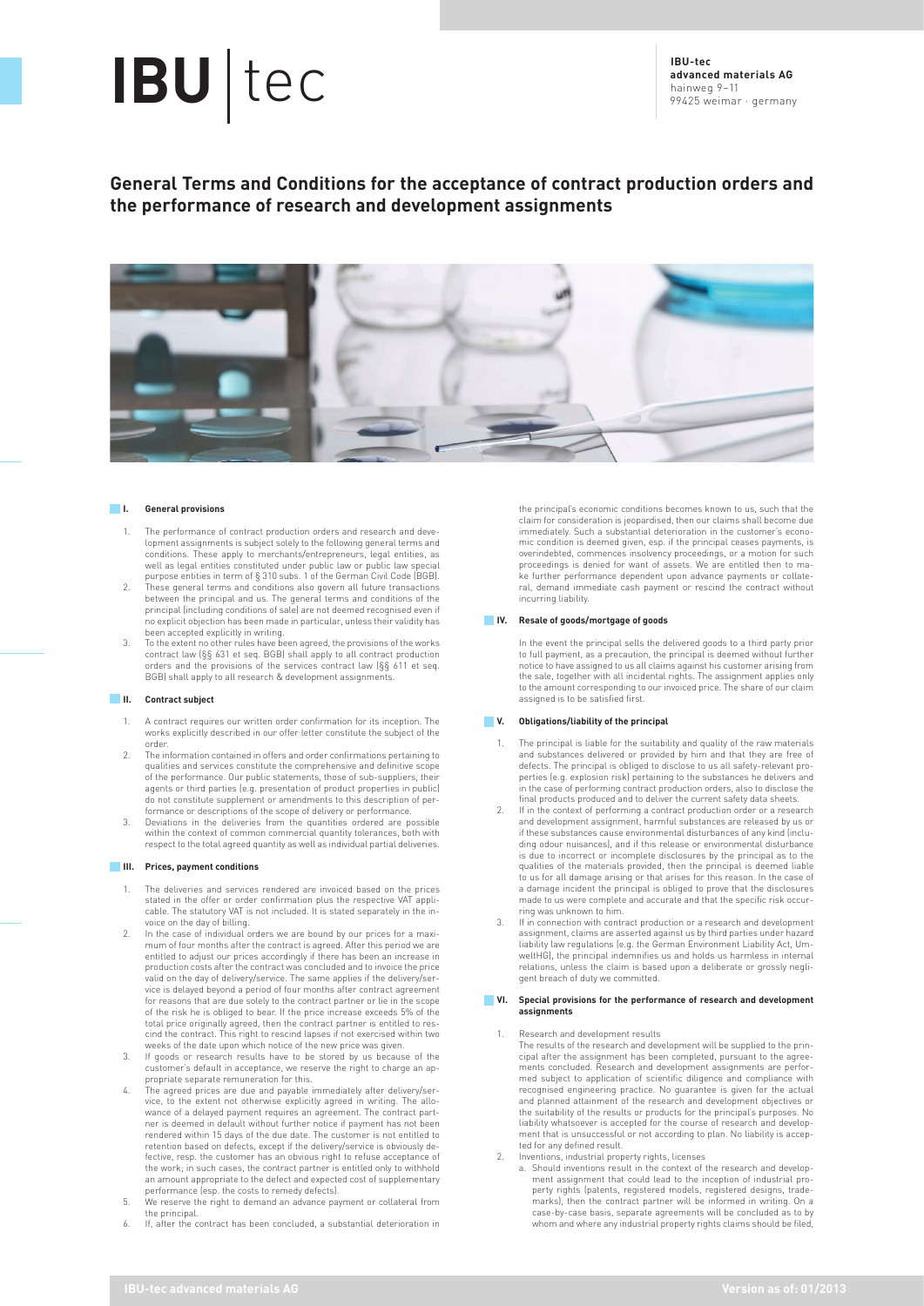**IBU-tec advanced materials AG**
hainweg 9–11
99425 weimar · germany

# General Terms and Conditions for the acceptance of contract production orders and the performance of research and development assignments

## I. General provisions

1. The performance of contract production orders and research and development assignments is subject solely to the following general terms and conditions. These apply to merchants/entrepreneurs, legal entities, as well as legal entities constituted under public law or public law special purpose entities in term of § 310 subs. 1 of the German Civil Code (BGB).
2. These general terms and conditions also govern all future transactions between the principal and us. The general terms and conditions of the principal (including conditions of sale) are not deemed recognised even if no explicit objection has been made in particular, unless their validity has been accepted explicitly in writing.
3. To the extent no other rules have been agreed, the provisions of the works contract law (§§ 631 et seq. BGB) shall apply to all contract production orders and the provisions of the services contract law (§§ 611 et seq. BGB) shall apply to all research & development assignments.

## II. Contract subject

1. A contract requires our written order confirmation for its inception. The works explicitly described in our offer letter constitute the subject of the order.
2. The information contained in offers and order confirmations pertaining to qualities and services constitute the comprehensive and definitive scope of the performance. Our public statements, those of sub-suppliers, their agents or third parties (e.g. presentation of product properties in public) do not constitute supplement or amendments to this description of performance or descriptions of the scope of delivery or performance.
3. Deviations in the deliveries from the quantities ordered are possible within the context of common commercial quantity tolerances, both with respect to the total agreed quantity as well as individual partial deliveries.

## III. Prices, payment conditions

1. The deliveries and services rendered are invoiced based on the prices stated in the offer or order confirmation plus the respective VAT applicable. The statutory VAT is not included. It is stated separately in the invoice on the day of billing.
2. In the case of individual orders we are bound by our prices for a maximum of four months after the contract is agreed. After this period we are entitled to adjust our prices accordingly if there has been an increase in production costs after the contract was concluded and to invoice the price valid on the day of delivery/service. The same applies if the delivery/service is delayed beyond a period of four months after contract agreement for reasons that are due solely to the contract partner or lie in the scope of the risk he is obliged to bear. If the price increase exceeds 5% of the total price originally agreed, then the contract partner is entitled to rescind the contract. This right to rescind lapses if not exercised within two weeks of the date upon which notice of the new price was given.
3. If goods or research results have to be stored by us because of the customer's default in acceptance, we reserve the right to charge an appropriate separate remuneration for this.
4. The agreed prices are due and payable immediately after delivery/service, to the extent not otherwise explicitly agreed in writing. The allowance of a delayed payment requires an agreement. The contract partner is deemed in default without further notice if payment has not been rendered within 15 days of the due date. The customer is not entitled to retention based on defects, except if the delivery/service is obviously defective, resp. the customer has an obvious right to refuse acceptance of the work; in such cases, the contract partner is entitled only to withhold an amount appropriate to the defect and expected cost of supplementary performance (esp. the costs to remedy defects).
5. We reserve the right to demand an advance payment or collateral from the principal.
6. If, after the contract has been concluded, a substantial deterioration in the principal's economic conditions becomes known to us, such that the claim for consideration is jeopardised, then our claims shall become due immediately. Such a substantial deterioration in the customer's economic condition is deemed given, esp. if the principal ceases payments, is overindebted, commences insolvency proceedings, or a motion for such proceedings is denied for want of assets. We are entitled then to make further performance dependent upon advance payments or collateral, demand immediate cash payment or rescind the contract without incurring liability.

## IV. Resale of goods/mortgage of goods

In the event the principal sells the delivered goods to a third party prior to full payment, as a precaution, the principal is deemed without further notice to have assigned to us all claims against his customer arising from the sale, together with all incidental rights. The assignment applies only to the amount corresponding to our invoiced price. The share of our claim assigned is to be satisfied first.

## V. Obligations/liability of the principal

1. The principal is liable for the suitability and quality of the raw materials and substances delivered or provided by him and that they are free of defects. The principal is obliged to disclose to us all safety-relevant properties (e.g. explosion risk) pertaining to the substances he delivers and in the case of performing contract production orders, also to disclose the final products produced and to deliver the current safety data sheets.
2. If in the context of performing a contract production order or a research and development assignment, harmful substances are released by us or if these substances cause environmental disturbances of any kind (including odour nuisances), and if this release or environmental disturbance is due to incorrect or incomplete disclosures by the principal as to the qualities of the materials provided, then the principal is deemed liable to us for all damage arising or that arises for this reason. In the case of a damage incident the principal is obliged to prove that the disclosures made to us were complete and accurate and that the specific risk occurring was unknown to him.
3. If in connection with contract production or a research and development assignment, claims are asserted against us by third parties under hazard liability law regulations (e.g. the German Environment Liability Act, UmweltHG), the principal indemnifies us and holds us harmless in internal relations, unless the claim is based upon a deliberate or grossly negligent breach of duty we committed.

## VI. Special provisions for the performance of research and development assignments

1. Research and development results

   The results of the research and development will be supplied to the principal after the assignment has been completed, pursuant to the agreements concluded. Research and development assignments are performed subject to application of scientific diligence and compliance with recognised engineering practice. No guarantee is given for the actual and planned attainment of the research and development objectives or the suitability of the results or products for the principal's purposes. No liability whatsoever is accepted for the course of research and development that is unsuccessful or not according to plan. No liability is accepted for any defined result.
2. Inventions, industrial property rights, licenses
   a. Should inventions result in the context of the research and development assignment that could lead to the inception of industrial property rights (patents, registered models, registered designs, trademarks), then the contract partner will be informed in writing. On a case-by-case basis, separate agreements will be concluded as to by whom and where any industrial property rights claims should be filed,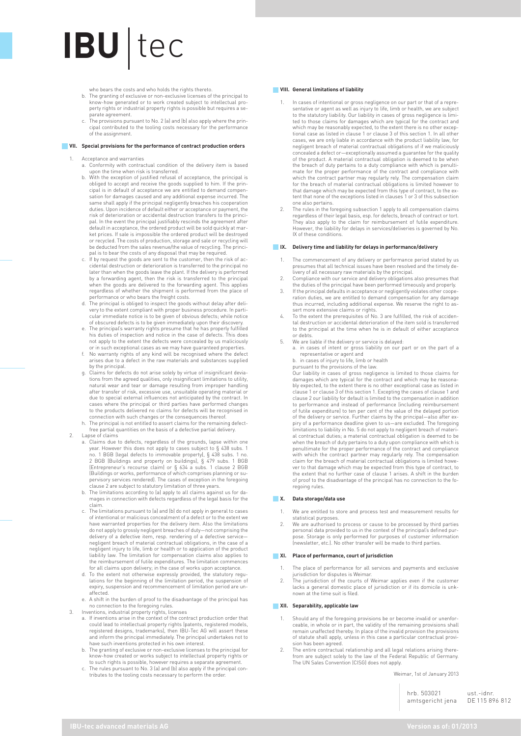who bears the costs and who holds the rights thereto.

b. The granting of exclusive or non-exclusive licenses of the principal to know-how generated or to work created subject to intellectual property rights or industrial property rights is possible but requires a separate agreement.

c. The provisions pursuant to No. 2 (a) and (b) also apply where the principal contributed to the tooling costs necessary for the performance of the assignment.

## VII. Special provisions for the performance of contract production orders

1. Acceptance and warranties
   a. Conformity with contractual condition of the delivery item is based upon the time when risk is transferred.
   b. With the exception of justified refusal of acceptance, the principal is obliged to accept and receive the goods supplied to him. If the principal is in default of acceptance we are entitled to demand compensation for damages caused and any additional expense incurred. The same shall apply if the principal negligently breaches his cooperation duties. Upon incidence of default either or acceptance or payment, the risk of deterioration or accidental destruction transfers to the principal. In the event the principal justifiably rescinds the agreement after default in acceptance, the ordered product will be sold quickly at market prices. If sale is impossible the ordered product will be destroyed or recycled. The costs of production, storage and sale or recycling will be deducted from the sales revenue/the value of recycling. The principal is to bear the costs of any disposal that may be required.
   c. If by request the goods are sent to the customer, then the risk of accidental destruction or deterioration is transferred to the principal no later than when the goods leave the plant. If the delivery is performed by a forwarding agent, then the risk is transferred to the principal when the goods are delivered to the forwarding agent. This applies regardless of whether the shipment is performed from the place of performance or who bears the freight costs.
   d. The principal is obliged to inspect the goods without delay after delivery to the extent compliant with proper business procedure. In particular immediate notice is to be given of obvious defects; while notice of obscured defects is to be given immediately upon their discovery.
   e. The principal's warranty rights presume that he has properly fulfilled his duties of inspection and notice in the case of defects. This does not apply to the extent the defects were concealed by us maliciously or in such exceptional cases as we may have guaranteed properties.
   f. No warranty rights of any kind will be recognised where the defect arises due to a defect in the raw materials and substances supplied by the principal.
   g. Claims for defects do not arise solely by virtue of insignificant deviations from the agreed qualities, only insignificant limitations to utility, natural wear and tear or damage resulting from improper handling after transfer of risk, excessive use, unsuitable operating material or due to special external influences not anticipated by the contract. In cases where the principal or third parties have performed changes to the products delivered no claims for defects will be recognised in connection with such changes or the consequences thereof.
   h. The principal is not entitled to assert claims for the remaining defect-free partial quantities on the basis of a defective partial delivery.
2. Lapse of claims
   a. Claims due to defects, regardless of the grounds, lapse within one year. However this does not apply to cases subject to § 438 subs. 1 no. 1 BGB (legal defects to immovable property), § 438 subs. 1 no. 2 BGB (Buildings and property on buildings), § 479 subs. 1 BGB (Entrepreneur's recourse claim) or § 634 a subs. 1 clause 2 BGB (Buildings or works, performance of which comprises planning or supervisory services rendered). The cases of exception in the foregoing clause 2 are subject to statutory limitation of three years.
   b. The limitations according to (a) apply to all claims against us for damages in connection with defects regardless of the legal basis for the claim.
   c. The limitations pursuant to (a) and (b) do not apply in general to cases of intentional or malicious concealment of a defect or to the extent we have warranted properties for the delivery item. Also the limitations do not apply to grossly negligent breaches of duty—not comprising the delivery of a defective item, resp. rendering of a defective service—negligent breach of material contractual obligations, in the case of a negligent injury to life, limb or health or to application of the product liability law. The limitation for compensation claims also applies to the reimbursement of futile expenditures. The limitation commences for all claims upon delivery; in the case of works upon acceptance.
   d. To the extent not otherwise expressly provided, the statutory regulations for the beginning of the limitation period, the suspension of expiry, suspension and recommencement of limitation period are unaffected.
   e. A shift in the burden of proof to the disadvantage of the principal has no connection to the foregoing rules.
3. Inventions, industrial property rights, licenses
   a. If inventions arise in the context of the contract production order that could lead to intellectual property rights (patents, registered models, registered designs, trademarks), then IBU-Tec AG will assert these and inform the principal immediately. The principal undertakes not to have such inventions protected in his own interest.
   b. The granting of exclusive or non-exclusive licenses to the principal for know-how created or works subject to intellectual property rights or to such rights is possible, however requires a separate agreement.
   c. The rules pursuant to No. 3 (a) and (b) also apply if the principal contributes to the tooling costs necessary to perform the order.

## VIII. General limitations of liability

1. In cases of intentional or gross negligence on our part or that of a representative or agent as well as injury to life, limb or health, we are subject to the statutory liability. Our liability in cases of gross negligence is limited to those claims for damages which are typical for the contract and which may be reasonably expected, to the extent there is no other exceptional case as listed in clause 1 or clause 3 of this section 1. In all other cases, we are only liable in accordance with the product liability law, for negligent breach of material contractual obligations of if we maliciously concealed a defect or—exceptionally assumed a guarantee for the quality of the product. A material contractual obligation is deemed to be when the breach of duty pertains to a duty compliance with which is penultimate for the proper performance of the contract and compliance with which the contract partner may regularly rely. The compensation claim for the breach of material contractual obligations is limited however to that damage which may be expected from this type of contract, to the extent that none of the exceptions listed in clauses 1 or 3 of this subsection one also pertains.
2. The rules in the foregoing subsection 1 apply to all compensation claims regardless of their legal basis, esp. for defects, breach of contract or tort. They also apply to the claim for reimbursement of futile expenditure. However, the liability for delays in services/deliveries is governed by No. IX of these conditions.

## IX. Delivery time and liability for delays in performance/delivery

1. The commencement of any delivery or performance period stated by us presumes that all technical issues have been resolved and the timely delivery of all necessary raw materials by the principal.
2. Compliance with our service and delivery obligations also presumes that the duties of the principal have been performed timeously and properly.
3. If the principal defaults in acceptance or negligently violates other cooperation duties, we are entitled to demand compensation for any damage thus incurred, including additional expense. We reserve the right to assert more extensive claims or rights.
4. To the extent the prerequisites of No. 3 are fulfilled, the risk of accidental destruction or accidental deterioration of the item sold is transferred to the principal at the time when he is in default of either acceptance or debts.
5. We are liable if the delivery or service is delayed:
   a. in cases of intent or gross liability on our part or on the part of a representative or agent and
   b. in cases of injury to life, limb or health

   pursuant to the provisions of the law.

   Our liability in cases of gross negligence is limited to those claims for damages which are typical for the contract and which may be reasonably expected, to the extent there is no other exceptional case as listed in clause 1 or clause 3 of this section 1. Excepting the cases of clause 1 and clause 2 our liability for default is limited to the compensation in addition to performance and instead of performance (including reimbursement of futile expenditure) to ten per cent of the value of the delayed portion of the delivery or service. Further claims by the principal—also after expiry of a performance deadline given to us—are excluded. The foregoing limitations to liability in No. 5 do not apply to negligent breach of material contractual duties; a material contractual obligation is deemed to be when the breach of duty pertains to a duty upon compliance with which is penultimate for the proper performance of the contract and compliance with which the contract partner may regularly rely. The compensation claim for the breach of material contractual obligations is limited however to that damage which may be expected from this type of contract, to the extent that no further case of clause 1 arises. A shift in the burden of proof to the disadvantage of the principal has no connection to the foregoing rules.

## X. Data storage/data use

1. We are entitled to store and process test and measurement results for statistical purposes.
2. We are authorised to process or cause to be processed by third parties personal data provided to us in the context of the principal's defined purpose. Storage is only performed for purposes of customer information (newsletter, etc.). No other transfer will be made to third parties.

## XI. Place of performance, court of jurisdiction

1. The place of performance for all services and payments and exclusive jurisdiction for disputes is Weimar.
2. The jurisdiction of the courts of Weimar applies even if the customer lacks a general domestic place of jurisdiction or if its domicile is unknown at the time suit is filed.

## XII. Separability, applicable law

1. Should any of the foregoing provisions be or become invalid or unenforceable, in whole or in part, the validity of the remaining provisions shall remain unaffected thereby. In place of the invalid provision the provisions of statute shall apply, unless in this case a particular contractual provision has been agreed.
2. The entire contractual relationship and all legal relations arising therefrom are subject solely to the law of the Federal Republic of Germany. The UN Sales Convention (CISG) does not apply.

Weimar, 1st of January 2013

hrb. 503021
amtsgericht jena

ust.-idnr.
DE 115 896 812